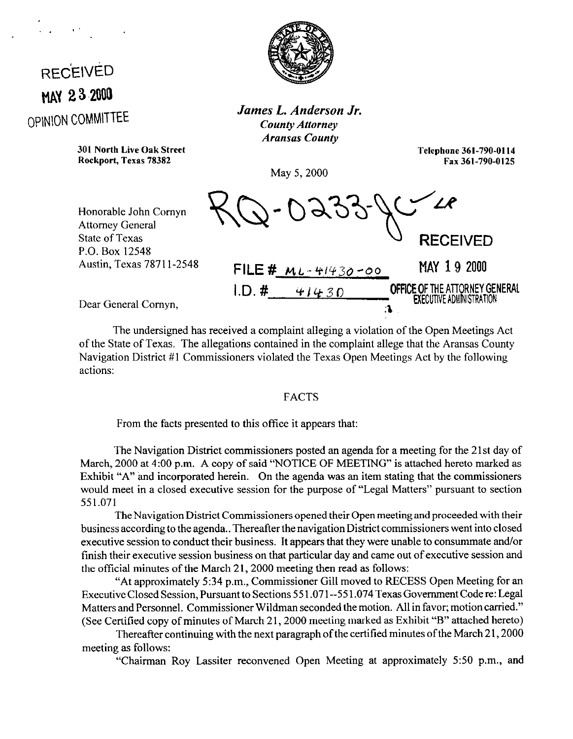RECEIVED
MAY 23 2000
OPINION COMMITTEE

***James L. Anderson Jr.***
*County Attorney*
*Aransas County*

301 North Live Oak Street
Rockport, Texas 78382

Telephone 361-790-0114
Fax 361-790-0125

May 5, 2000

RQ-0233-JC

Honorable John Cornyn
Attorney General
State of Texas
P.O. Box 12548
Austin, Texas 78711-2548

FILE # ML-41430-00
I.D. # 41430

RECEIVED
MAY 19 2000
OFFICE OF THE ATTORNEY GENERAL
EXECUTIVE ADMINISTRATION

Dear General Cornyn,

The undersigned has received a complaint alleging a violation of the Open Meetings Act of the State of Texas. The allegations contained in the complaint allege that the Aransas County Navigation District #1 Commissioners violated the Texas Open Meetings Act by the following actions:

## FACTS

From the facts presented to this office it appears that:

The Navigation District commissioners posted an agenda for a meeting for the 21st day of March, 2000 at 4:00 p.m. A copy of said "NOTICE OF MEETING" is attached hereto marked as Exhibit "A" and incorporated herein. On the agenda was an item stating that the commissioners would meet in a closed executive session for the purpose of "Legal Matters" pursuant to section 551.071

The Navigation District Commissioners opened their Open meeting and proceeded with their business according to the agenda.. Thereafter the navigation District commissioners went into closed executive session to conduct their business. It appears that they were unable to consummate and/or finish their executive session business on that particular day and came out of executive session and the official minutes of the March 21, 2000 meeting then read as follows:

"At approximately 5:34 p.m., Commissioner Gill moved to RECESS Open Meeting for an Executive Closed Session, Pursuant to Sections 551.071--551.074 Texas Government Code re: Legal Matters and Personnel. Commissioner Wildman seconded the motion. All in favor; motion carried." (See Certified copy of minutes of March 21, 2000 meeting marked as Exhibit "B" attached hereto)

Thereafter continuing with the next paragraph of the certified minutes of the March 21, 2000 meeting as follows:

"Chairman Roy Lassiter reconvened Open Meeting at approximately 5:50 p.m., and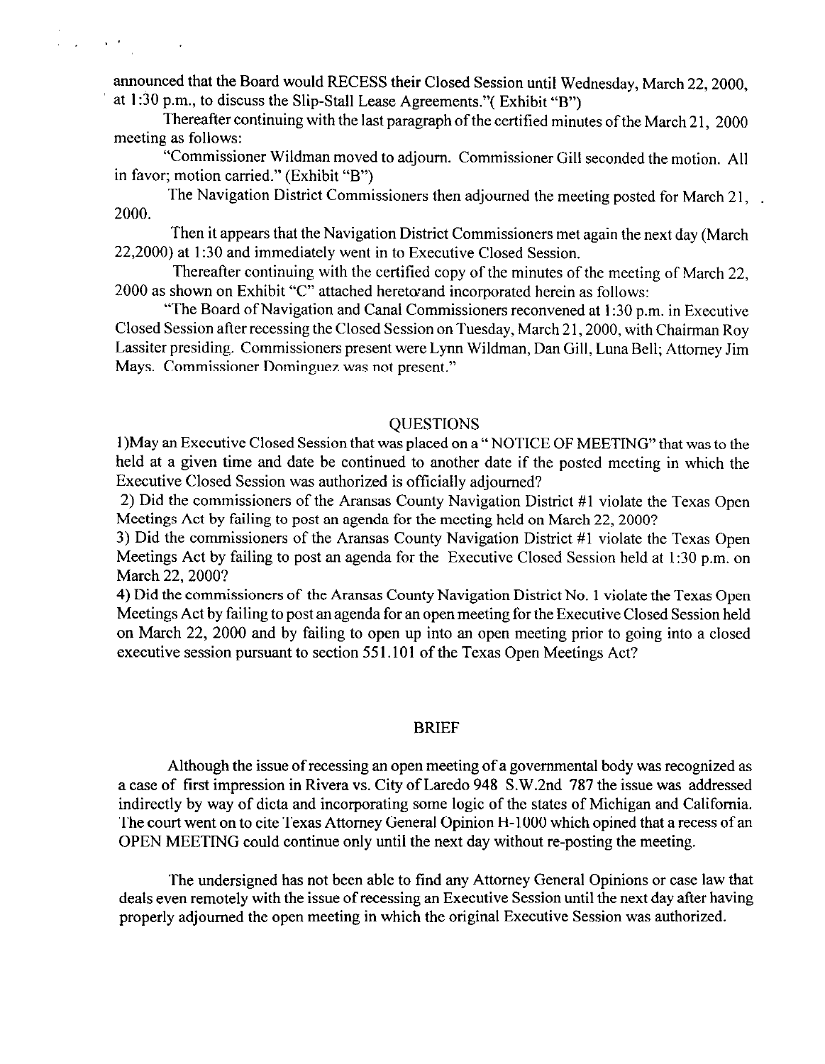announced that the Board would RECESS their Closed Session until Wednesday, March 22, 2000, at 1:30 p.m., to discuss the Slip-Stall Lease Agreements."( Exhibit "B")

Thereafter continuing with the last paragraph of the certified minutes of the March 21, 2000 meeting as follows:

"Commissioner Wildman moved to adjourn. Commissioner Gill seconded the motion. All in favor; motion carried." (Exhibit "B")

The Navigation District Commissioners then adjourned the meeting posted for March 21, 2000.

Then it appears that the Navigation District Commissioners met again the next day (March 22,2000) at 1:30 and immediately went in to Executive Closed Session.

Thereafter continuing with the certified copy of the minutes of the meeting of March 22, 2000 as shown on Exhibit "C" attached heretoand incorporated herein as follows:

"The Board of Navigation and Canal Commissioners reconvened at 1:30 p.m. in Executive Closed Session after recessing the Closed Session on Tuesday, March 21, 2000, with Chairman Roy Lassiter presiding. Commissioners present were Lynn Wildman, Dan Gill, Luna Bell; Attorney Jim Mays. Commissioner Dominguez was not present."

## QUESTIONS

1)May an Executive Closed Session that was placed on a " NOTICE OF MEETING" that was to the held at a given time and date be continued to another date if the posted meeting in which the Executive Closed Session was authorized is officially adjourned?

2) Did the commissioners of the Aransas County Navigation District #1 violate the Texas Open Meetings Act by failing to post an agenda for the meeting held on March 22, 2000?

3) Did the commissioners of the Aransas County Navigation District #1 violate the Texas Open Meetings Act by failing to post an agenda for the Executive Closed Session held at 1:30 p.m. on March 22, 2000?

4) Did the commissioners of the Aransas County Navigation District No. 1 violate the Texas Open Meetings Act by failing to post an agenda for an open meeting for the Executive Closed Session held on March 22, 2000 and by failing to open up into an open meeting prior to going into a closed executive session pursuant to section 551.101 of the Texas Open Meetings Act?

## BRIEF

Although the issue of recessing an open meeting of a governmental body was recognized as a case of first impression in Rivera vs. City of Laredo 948 S.W.2nd 787 the issue was addressed indirectly by way of dicta and incorporating some logic of the states of Michigan and California. The court went on to cite Texas Attorney General Opinion H-1000 which opined that a recess of an OPEN MEETING could continue only until the next day without re-posting the meeting.

The undersigned has not been able to find any Attorney General Opinions or case law that deals even remotely with the issue of recessing an Executive Session until the next day after having properly adjourned the open meeting in which the original Executive Session was authorized.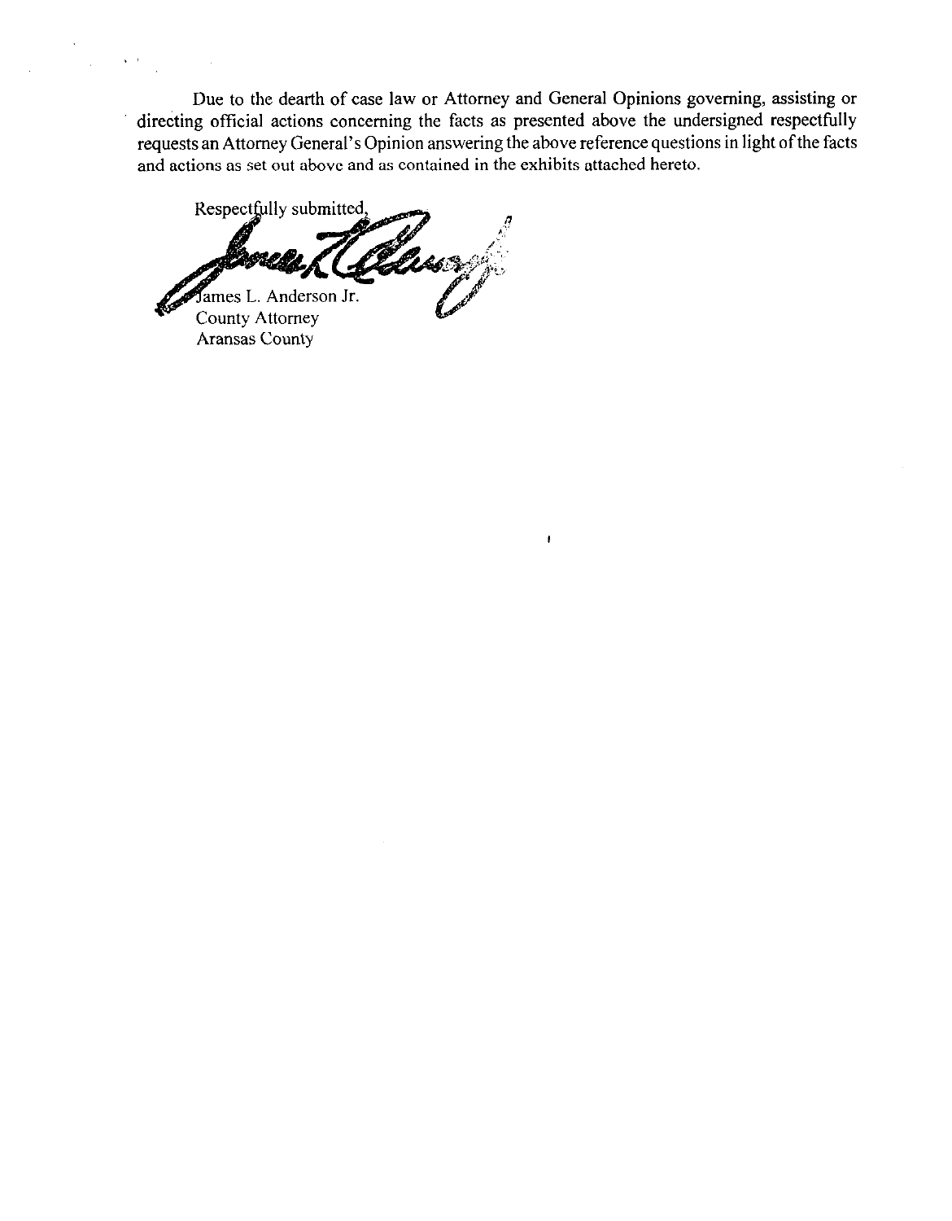Due to the dearth of case law or Attorney and General Opinions governing, assisting or directing official actions concerning the facts as presented above the undersigned respectfully requests an Attorney General's Opinion answering the above reference questions in light of the facts and actions as set out above and as contained in the exhibits attached hereto.

Respectfully submitted,

James L. Anderson Jr.
County Attorney
Aransas County